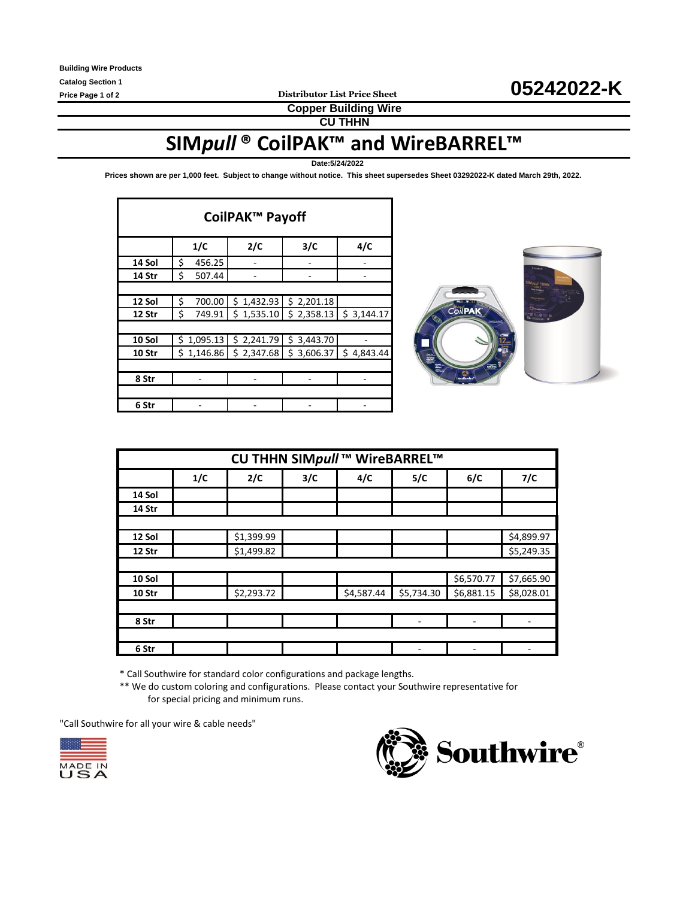Building Wire Products
Catalog Section 1

**Distributor List Price Sheet** **05242022-K**

**Copper Building Wire**

**CU THHN**

# SIM*pull* ® CoilPAK™ and WireBARREL™

**Date:5/24/2022**

**Prices shown are per 1,000 feet. Subject to change without notice. This sheet supersedes Sheet 03292022-K dated March 29th, 2022.**

| CoilPAK™ Payoff | | | | |
|---|---|---|---|---|
| | **1/C** | **2/C** | **3/C** | **4/C** |
| **14 Sol** | $ 456.25 | - | - | - |
| **14 Str** | $ 507.44 | - | - | - |
| | | | | |
| **12 Sol** | $ 700.00 | $ 1,432.93 | $ 2,201.18 | |
| **12 Str** | $ 749.91 | $ 1,535.10 | $ 2,358.13 | $ 3,144.17 |
| | | | | |
| **10 Sol** | $ 1,095.13 | $ 2,241.79 | $ 3,443.70 | - |
| **10 Str** | $ 1,146.86 | $ 2,347.68 | $ 3,606.37 | $ 4,843.44 |
| | | | | |
| **8 Str** | - | - | - | - |
| | | | | |
| **6 Str** | - | - | - | - |

| CU THHN SIM*pull* ™ WireBARREL™ | | | | | | | |
|---|---|---|---|---|---|---|---|
| | **1/C** | **2/C** | **3/C** | **4/C** | **5/C** | **6/C** | **7/C** |
| **14 Sol** | | | | | | | |
| **14 Str** | | | | | | | |
| | | | | | | | |
| **12 Sol** | | $1,399.99 | | | | | $4,899.97 |
| **12 Str** | | $1,499.82 | | | | | $5,249.35 |
| | | | | | | | |
| **10 Sol** | | | | | | $6,570.77 | $7,665.90 |
| **10 Str** | | $2,293.72 | | $4,587.44 | $5,734.30 | $6,881.15 | $8,028.01 |
| | | | | | | | |
| **8 Str** | | | | | - | - | - |
| | | | | | | | |
| **6 Str** | | | | | - | - | - |

\* Call Southwire for standard color configurations and package lengths.

\*\* We do custom coloring and configurations. Please contact your Southwire representative for for special pricing and minimum runs.

"Call Southwire for all your wire & cable needs"

MADE IN USA

Southwire®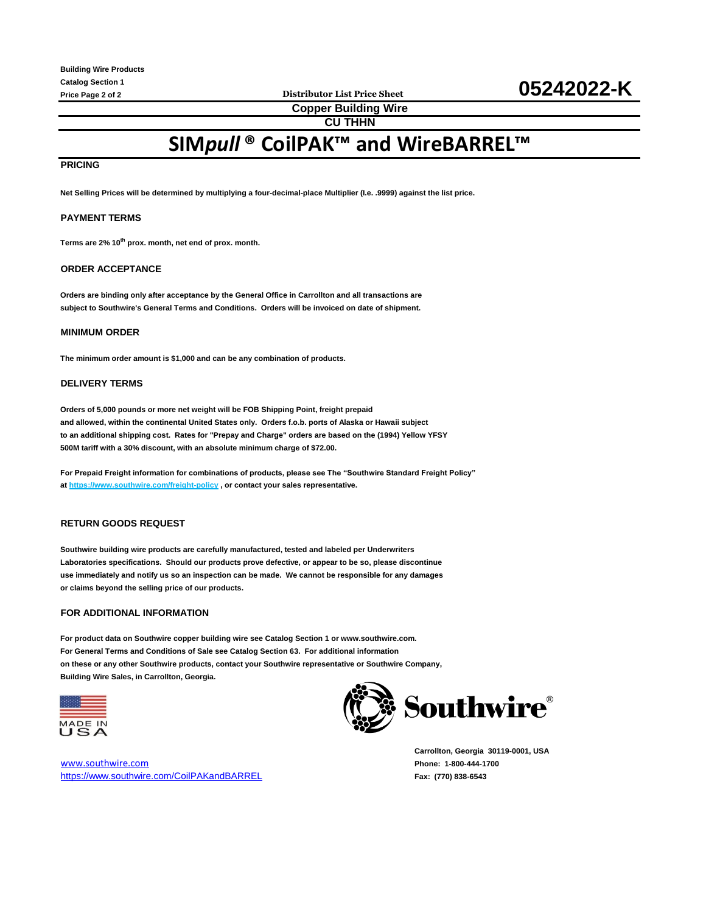Building Wire Products
Catalog Section 1

Distributor List Price Sheet

**05242022-K**

**Copper Building Wire**

**CU THHN**

# SIM*pull*® CoilPAK™ and WireBARREL™

## PRICING

**Net Selling Prices will be determined by multiplying a four-decimal-place Multiplier (I.e. .9999) against the list price.**

## PAYMENT TERMS

**Terms are 2% 10th prox. month, net end of prox. month.**

## ORDER ACCEPTANCE

**Orders are binding only after acceptance by the General Office in Carrollton and all transactions are subject to Southwire's General Terms and Conditions. Orders will be invoiced on date of shipment.**

## MINIMUM ORDER

**The minimum order amount is $1,000 and can be any combination of products.**

## DELIVERY TERMS

**Orders of 5,000 pounds or more net weight will be FOB Shipping Point, freight prepaid and allowed, within the continental United States only. Orders f.o.b. ports of Alaska or Hawaii subject to an additional shipping cost. Rates for "Prepay and Charge" orders are based on the (1994) Yellow YFSY 500M tariff with a 30% discount, with an absolute minimum charge of $72.00.**

**For Prepaid Freight information for combinations of products, please see The "Southwire Standard Freight Policy" at https://www.southwire.com/freight-policy , or contact your sales representative.**

## RETURN GOODS REQUEST

**Southwire building wire products are carefully manufactured, tested and labeled per Underwriters Laboratories specifications. Should our products prove defective, or appear to be so, please discontinue use immediately and notify us so an inspection can be made. We cannot be responsible for any damages or claims beyond the selling price of our products.**

## FOR ADDITIONAL INFORMATION

**For product data on Southwire copper building wire see Catalog Section 1 or www.southwire.com. For General Terms and Conditions of Sale see Catalog Section 63. For additional information on these or any other Southwire products, contact your Southwire representative or Southwire Company, Building Wire Sales, in Carrollton, Georgia.**

MADE IN USA

Southwire®

www.southwire.com
https://www.southwire.com/CoilPAKandBARREL

**Carrollton, Georgia 30119-0001, USA**
**Phone: 1-800-444-1700**
**Fax: (770) 838-6543**